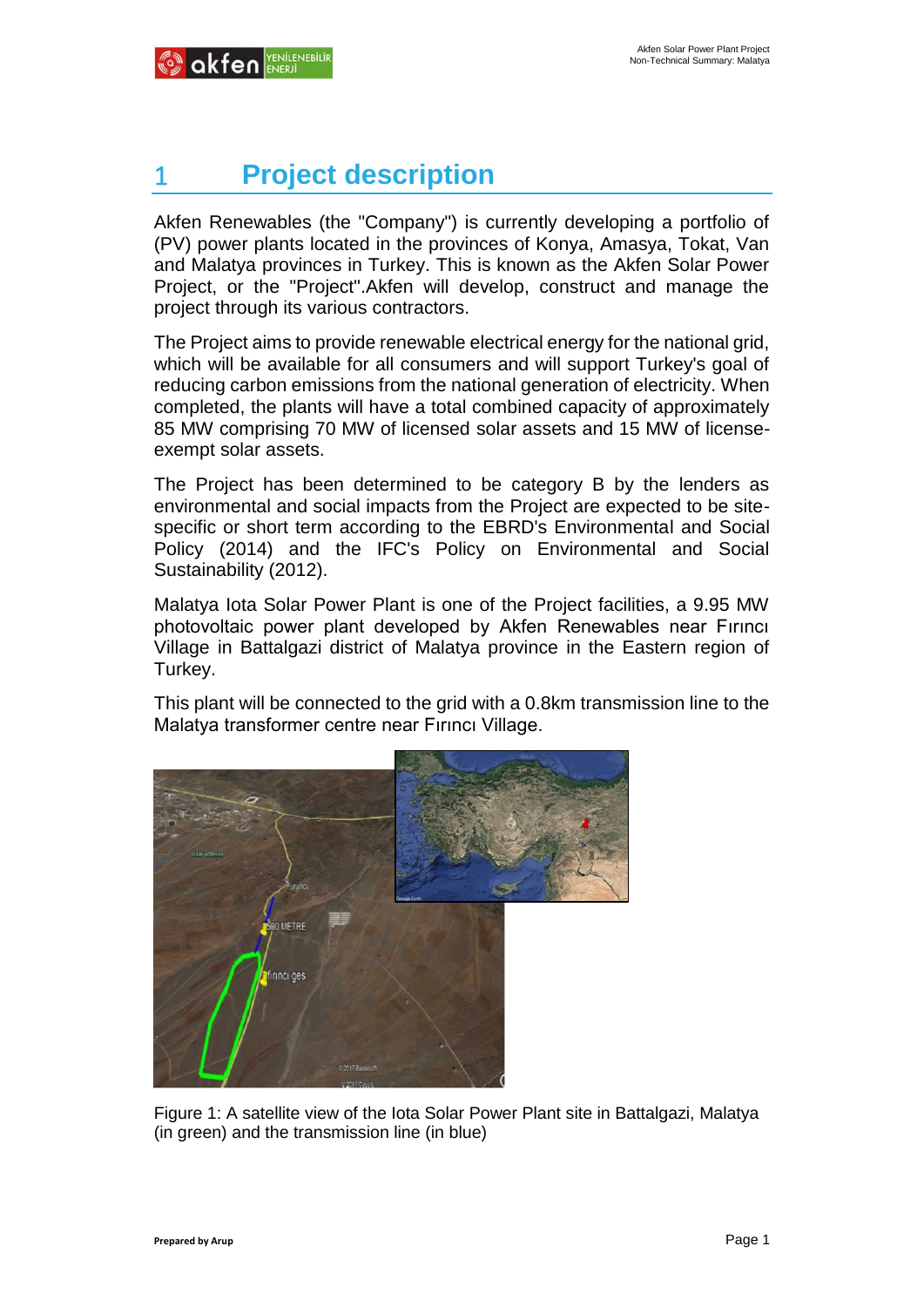# 1 Project description

Akfen Renewables (the "Company") is currently developing a portfolio of (PV) power plants located in the provinces of Konya, Amasya, Tokat, Van and Malatya provinces in Turkey. This is known as the Akfen Solar Power Project, or the "Project".Akfen will develop, construct and manage the project through its various contractors.

The Project aims to provide renewable electrical energy for the national grid, which will be available for all consumers and will support Turkey's goal of reducing carbon emissions from the national generation of electricity. When completed, the plants will have a total combined capacity of approximately 85 MW comprising 70 MW of licensed solar assets and 15 MW of license-exempt solar assets.

The Project has been determined to be category B by the lenders as environmental and social impacts from the Project are expected to be site-specific or short term according to the EBRD's Environmental and Social Policy (2014) and the IFC's Policy on Environmental and Social Sustainability (2012).

Malatya Iota Solar Power Plant is one of the Project facilities, a 9.95 MW photovoltaic power plant developed by Akfen Renewables near Fırıncı Village in Battalgazi district of Malatya province in the Eastern region of Turkey.

This plant will be connected to the grid with a 0.8km transmission line to the Malatya transformer centre near Fırıncı Village.

Figure 1: A satellite view of the Iota Solar Power Plant site in Battalgazi, Malatya (in green) and the transmission line (in blue)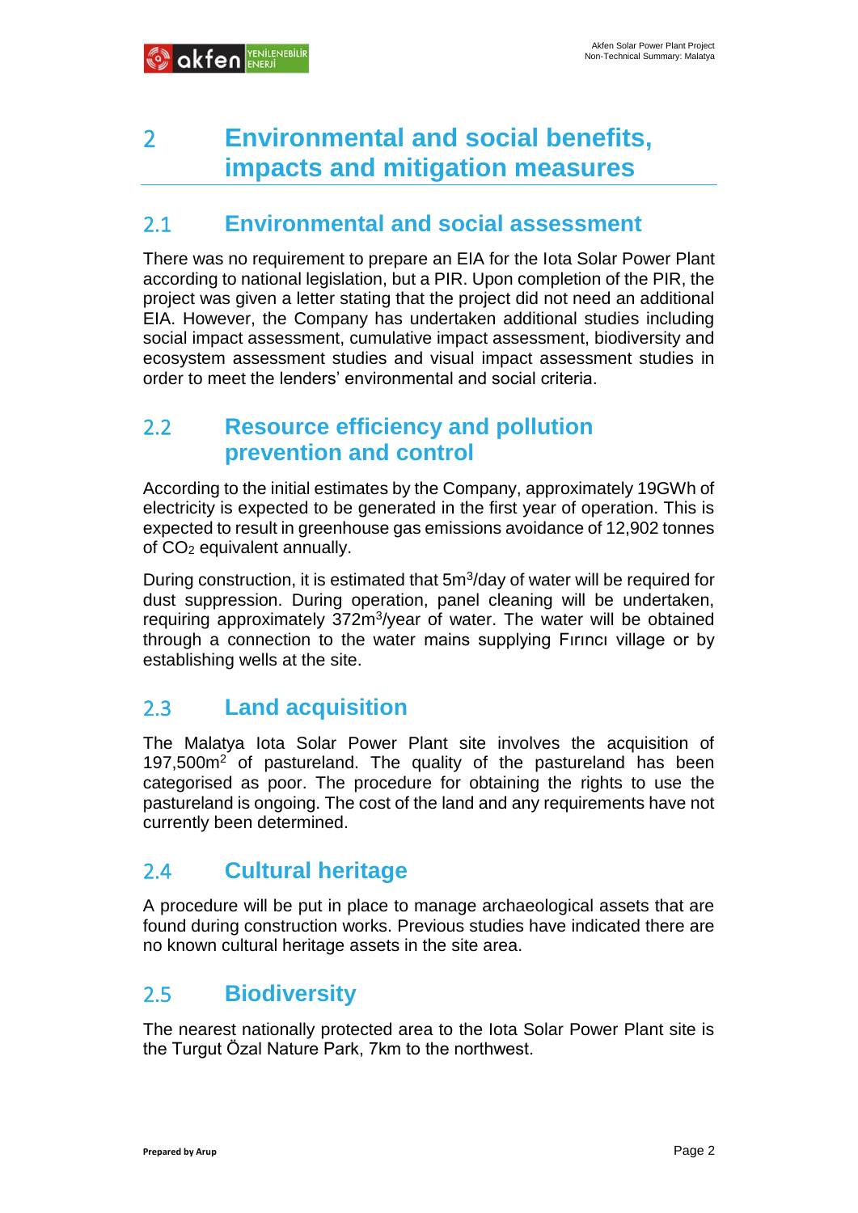# 2 Environmental and social benefits, impacts and mitigation measures

## 2.1 Environmental and social assessment

There was no requirement to prepare an EIA for the Iota Solar Power Plant according to national legislation, but a PIR. Upon completion of the PIR, the project was given a letter stating that the project did not need an additional EIA. However, the Company has undertaken additional studies including social impact assessment, cumulative impact assessment, biodiversity and ecosystem assessment studies and visual impact assessment studies in order to meet the lenders' environmental and social criteria.

## 2.2 Resource efficiency and pollution prevention and control

According to the initial estimates by the Company, approximately 19GWh of electricity is expected to be generated in the first year of operation. This is expected to result in greenhouse gas emissions avoidance of 12,902 tonnes of $CO_2$ equivalent annually.

During construction, it is estimated that 5m$^3$/day of water will be required for dust suppression. During operation, panel cleaning will be undertaken, requiring approximately 372m$^3$/year of water. The water will be obtained through a connection to the water mains supplying Fırıncı village or by establishing wells at the site.

## 2.3 Land acquisition

The Malatya Iota Solar Power Plant site involves the acquisition of 197,500m$^2$ of pastureland. The quality of the pastureland has been categorised as poor. The procedure for obtaining the rights to use the pastureland is ongoing. The cost of the land and any requirements have not currently been determined.

## 2.4 Cultural heritage

A procedure will be put in place to manage archaeological assets that are found during construction works. Previous studies have indicated there are no known cultural heritage assets in the site area.

## 2.5 Biodiversity

The nearest nationally protected area to the Iota Solar Power Plant site is the Turgut Özal Nature Park, 7km to the northwest.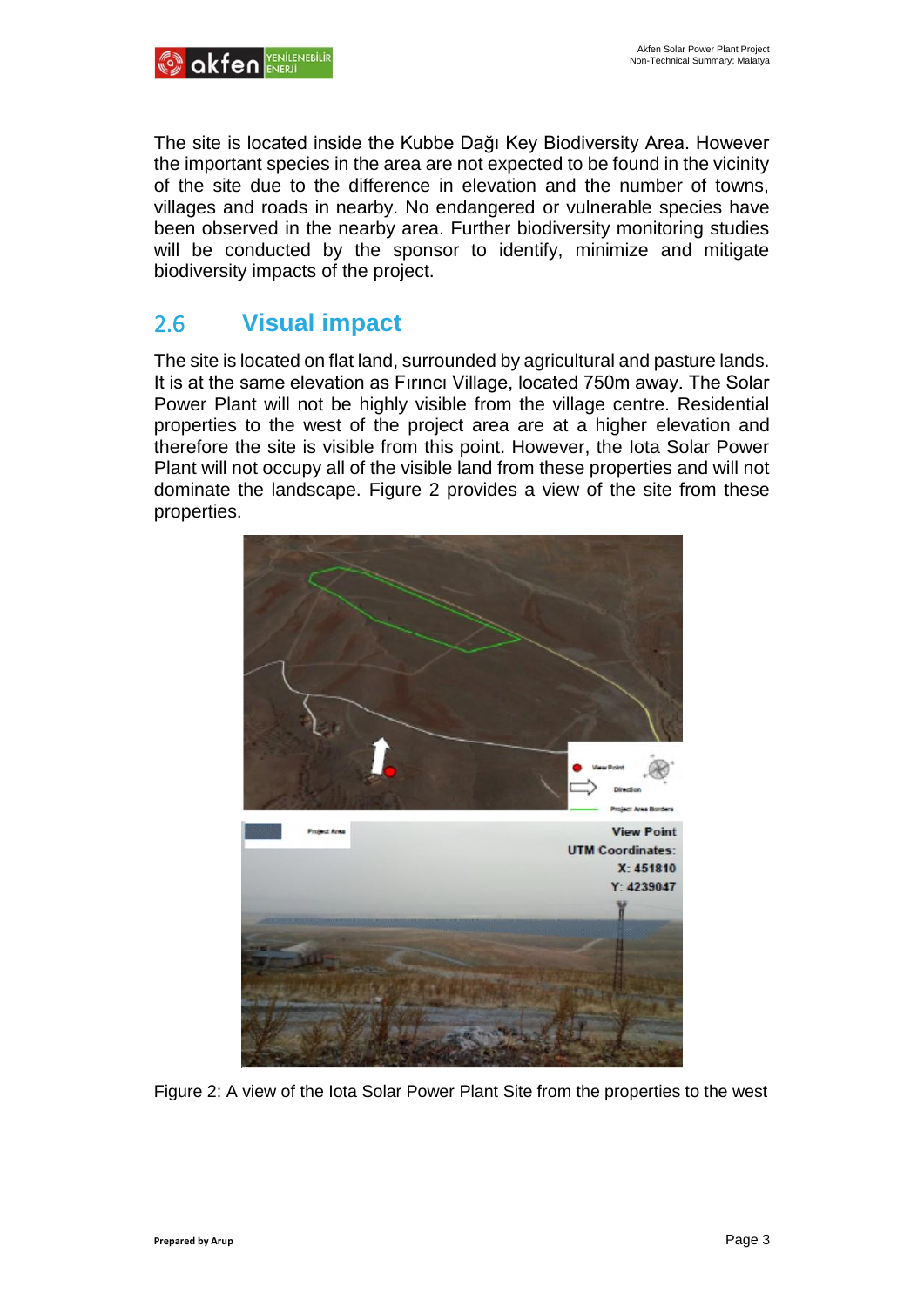The site is located inside the Kubbe Dağı Key Biodiversity Area. However the important species in the area are not expected to be found in the vicinity of the site due to the difference in elevation and the number of towns, villages and roads in nearby. No endangered or vulnerable species have been observed in the nearby area. Further biodiversity monitoring studies will be conducted by the sponsor to identify, minimize and mitigate biodiversity impacts of the project.

## 2.6 Visual impact

The site is located on flat land, surrounded by agricultural and pasture lands. It is at the same elevation as Fırıncı Village, located 750m away. The Solar Power Plant will not be highly visible from the village centre. Residential properties to the west of the project area are at a higher elevation and therefore the site is visible from this point. However, the Iota Solar Power Plant will not occupy all of the visible land from these properties and will not dominate the landscape. Figure 2 provides a view of the site from these properties.

Figure 2: A view of the Iota Solar Power Plant Site from the properties to the west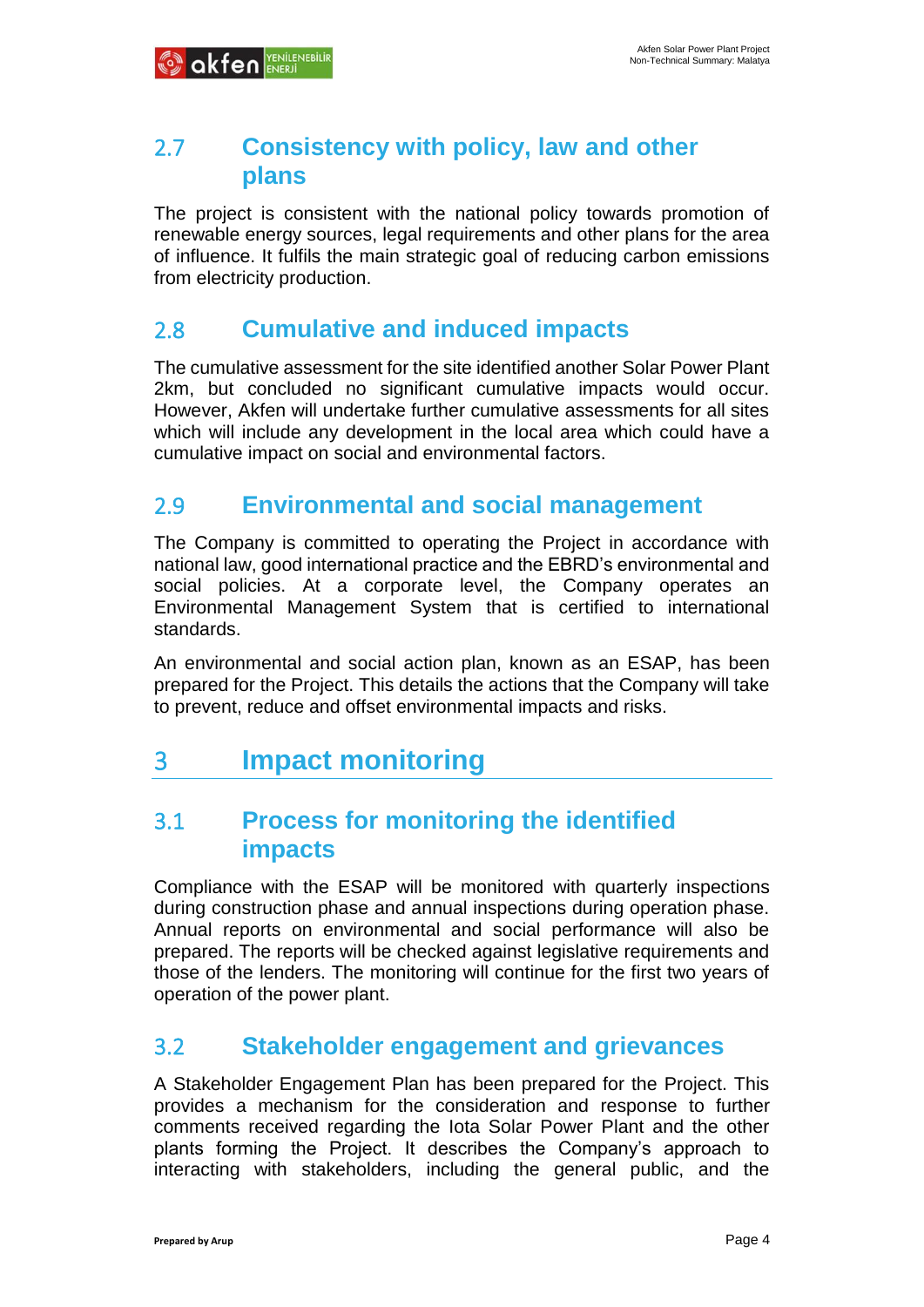## 2.7 Consistency with policy, law and other plans

The project is consistent with the national policy towards promotion of renewable energy sources, legal requirements and other plans for the area of influence. It fulfils the main strategic goal of reducing carbon emissions from electricity production.

## 2.8 Cumulative and induced impacts

The cumulative assessment for the site identified another Solar Power Plant 2km, but concluded no significant cumulative impacts would occur. However, Akfen will undertake further cumulative assessments for all sites which will include any development in the local area which could have a cumulative impact on social and environmental factors.

## 2.9 Environmental and social management

The Company is committed to operating the Project in accordance with national law, good international practice and the EBRD's environmental and social policies. At a corporate level, the Company operates an Environmental Management System that is certified to international standards.

An environmental and social action plan, known as an ESAP, has been prepared for the Project. This details the actions that the Company will take to prevent, reduce and offset environmental impacts and risks.

# 3 Impact monitoring

## 3.1 Process for monitoring the identified impacts

Compliance with the ESAP will be monitored with quarterly inspections during construction phase and annual inspections during operation phase. Annual reports on environmental and social performance will also be prepared. The reports will be checked against legislative requirements and those of the lenders. The monitoring will continue for the first two years of operation of the power plant.

## 3.2 Stakeholder engagement and grievances

A Stakeholder Engagement Plan has been prepared for the Project. This provides a mechanism for the consideration and response to further comments received regarding the Iota Solar Power Plant and the other plants forming the Project. It describes the Company's approach to interacting with stakeholders, including the general public, and the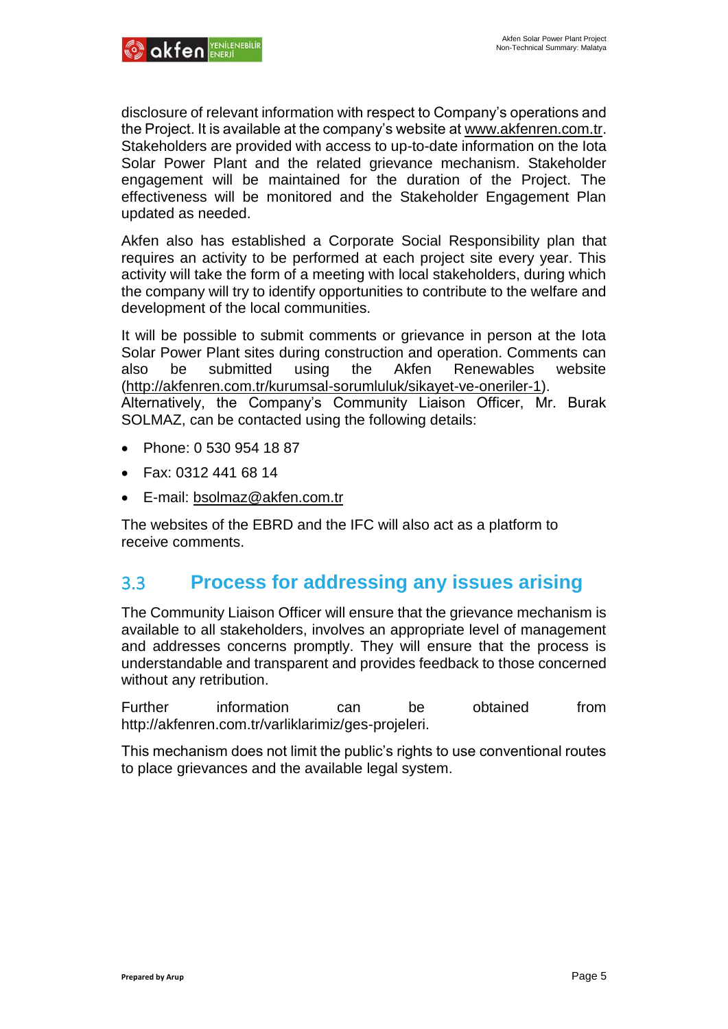disclosure of relevant information with respect to Company's operations and the Project. It is available at the company's website at www.akfenren.com.tr. Stakeholders are provided with access to up-to-date information on the Iota Solar Power Plant and the related grievance mechanism. Stakeholder engagement will be maintained for the duration of the Project. The effectiveness will be monitored and the Stakeholder Engagement Plan updated as needed.

Akfen also has established a Corporate Social Responsibility plan that requires an activity to be performed at each project site every year. This activity will take the form of a meeting with local stakeholders, during which the company will try to identify opportunities to contribute to the welfare and development of the local communities.

It will be possible to submit comments or grievance in person at the Iota Solar Power Plant sites during construction and operation. Comments can also be submitted using the Akfen Renewables website (http://akfenren.com.tr/kurumsal-sorumluluk/sikayet-ve-oneriler-1). Alternatively, the Company's Community Liaison Officer, Mr. Burak SOLMAZ, can be contacted using the following details:

- Phone: 0 530 954 18 87
- Fax: 0312 441 68 14
- E-mail: bsolmaz@akfen.com.tr

The websites of the EBRD and the IFC will also act as a platform to receive comments.

## 3.3 Process for addressing any issues arising

The Community Liaison Officer will ensure that the grievance mechanism is available to all stakeholders, involves an appropriate level of management and addresses concerns promptly. They will ensure that the process is understandable and transparent and provides feedback to those concerned without any retribution.

Further information can be obtained from http://akfenren.com.tr/varliklarimiz/ges-projeleri.

This mechanism does not limit the public's rights to use conventional routes to place grievances and the available legal system.